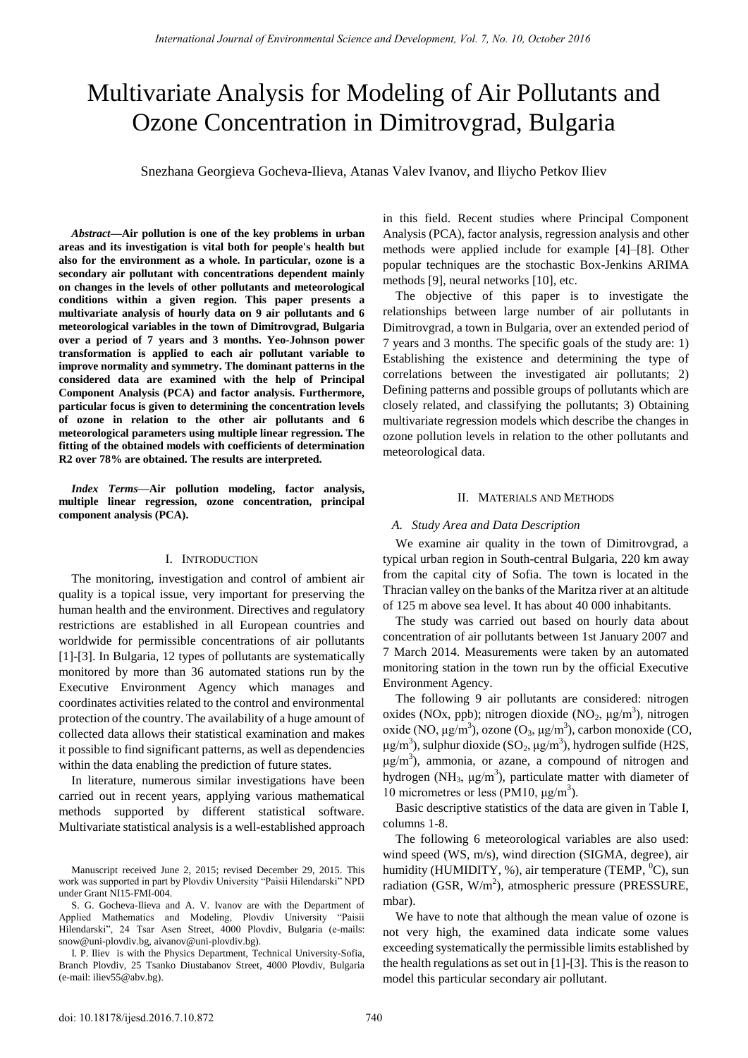# Multivariate Analysis for Modeling of Air Pollutants and Ozone Concentration in Dimitrovgrad, Bulgaria

Snezhana Georgieva Gocheva-Ilieva, Atanas Valev Ivanov, and Iliycho Petkov Iliev

***Abstract*—Air pollution is one of the key problems in urban areas and its investigation is vital both for people's health but also for the environment as a whole. In particular, ozone is a secondary air pollutant with concentrations dependent mainly on changes in the levels of other pollutants and meteorological conditions within a given region. This paper presents a multivariate analysis of hourly data on 9 air pollutants and 6 meteorological variables in the town of Dimitrovgrad, Bulgaria over a period of 7 years and 3 months. Yeo-Johnson power transformation is applied to each air pollutant variable to improve normality and symmetry. The dominant patterns in the considered data are examined with the help of Principal Component Analysis (PCA) and factor analysis. Furthermore, particular focus is given to determining the concentration levels of ozone in relation to the other air pollutants and 6 meteorological parameters using multiple linear regression. The fitting of the obtained models with coefficients of determination R2 over 78% are obtained. The results are interpreted.**

***Index Terms*—Air pollution modeling, factor analysis, multiple linear regression, ozone concentration, principal component analysis (PCA).**

## I. Introduction

The monitoring, investigation and control of ambient air quality is a topical issue, very important for preserving the human health and the environment. Directives and regulatory restrictions are established in all European countries and worldwide for permissible concentrations of air pollutants [1]-[3]. In Bulgaria, 12 types of pollutants are systematically monitored by more than 36 automated stations run by the Executive Environment Agency which manages and coordinates activities related to the control and environmental protection of the country. The availability of a huge amount of collected data allows their statistical examination and makes it possible to find significant patterns, as well as dependencies within the data enabling the prediction of future states.

In literature, numerous similar investigations have been carried out in recent years, applying various mathematical methods supported by different statistical software. Multivariate statistical analysis is a well-established approach in this field. Recent studies where Principal Component Analysis (PCA), factor analysis, regression analysis and other methods were applied include for example [4]–[8]. Other popular techniques are the stochastic Box-Jenkins ARIMA methods [9], neural networks [10], etc.

The objective of this paper is to investigate the relationships between large number of air pollutants in Dimitrovgrad, a town in Bulgaria, over an extended period of 7 years and 3 months. The specific goals of the study are: 1) Establishing the existence and determining the type of correlations between the investigated air pollutants; 2) Defining patterns and possible groups of pollutants which are closely related, and classifying the pollutants; 3) Obtaining multivariate regression models which describe the changes in ozone pollution levels in relation to the other pollutants and meteorological data.

Manuscript received June 2, 2015; revised December 29, 2015. This work was supported in part by Plovdiv University "Paisii Hilendarski" NPD under Grant NI15-FMI-004.

S. G. Gocheva-Ilieva and A. V. Ivanov are with the Department of Applied Mathematics and Modeling, Plovdiv University "Paisii Hilendarski", 24 Tsar Asen Street, 4000 Plovdiv, Bulgaria (e-mails: snow@uni-plovdiv.bg, aivanov@uni-plovdiv.bg).

I. P. Iliev is with the Physics Department, Technical University-Sofia, Branch Plovdiv, 25 Tsanko Diustabanov Street, 4000 Plovdiv, Bulgaria (e-mail: iliev55@abv.bg).

## II. Materials and Methods

### *A. Study Area and Data Description*

We examine air quality in the town of Dimitrovgrad, a typical urban region in South-central Bulgaria, 220 km away from the capital city of Sofia. The town is located in the Thracian valley on the banks of the Maritza river at an altitude of 125 m above sea level. It has about 40 000 inhabitants.

The study was carried out based on hourly data about concentration of air pollutants between 1st January 2007 and 7 March 2014. Measurements were taken by an automated monitoring station in the town run by the official Executive Environment Agency.

The following 9 air pollutants are considered: nitrogen oxides ($NO_x$, ppb); nitrogen dioxide ($NO_2$, $\mu g/m^3$), nitrogen oxide (NO, $\mu g/m^3$), ozone ($O_3$, $\mu g/m^3$), carbon monoxide (CO, $\mu g/m^3$), sulphur dioxide ($SO_2$, $\mu g/m^3$), hydrogen sulfide (H2S, $\mu g/m^3$), ammonia, or azane, a compound of nitrogen and hydrogen ($NH_3$, $\mu g/m^3$), particulate matter with diameter of 10 micrometres or less (PM10, $\mu g/m^3$).

Basic descriptive statistics of the data are given in Table I, columns 1-8.

The following 6 meteorological variables are also used: wind speed (WS, m/s), wind direction (SIGMA, degree), air humidity (HUMIDITY, %), air temperature (TEMP, $^0$C), sun radiation (GSR, $W/m^2$), atmospheric pressure (PRESSURE, mbar).

We have to note that although the mean value of ozone is not very high, the examined data indicate some values exceeding systematically the permissible limits established by the health regulations as set out in [1]-[3]. This is the reason to model this particular secondary air pollutant.

doi: 10.18178/ijesd.2016.7.10.872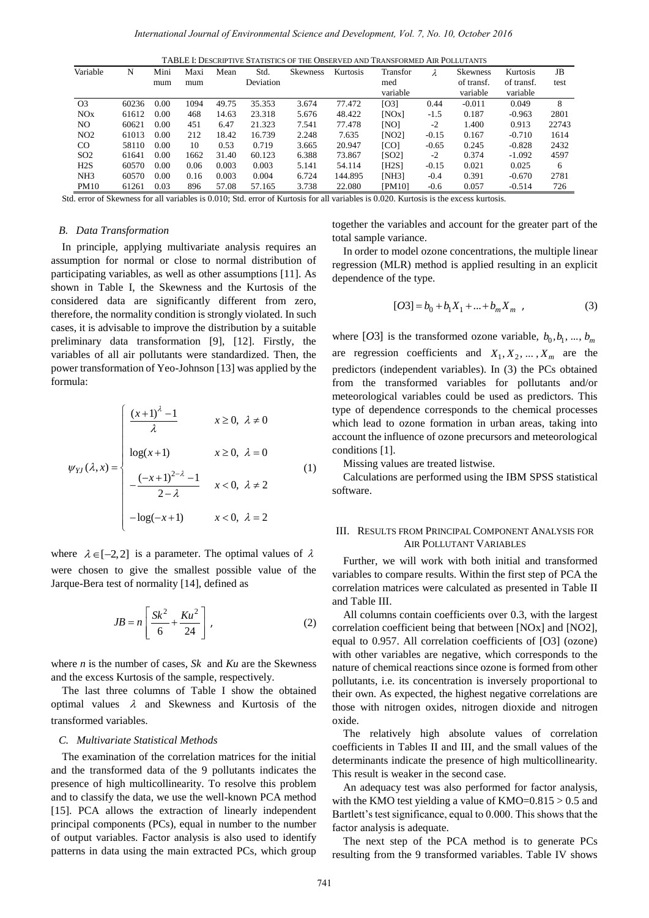TABLE I: Descriptive Statistics of the Observed and Transformed Air Pollutants

| Variable | N | Minimum | Maximum | Mean | Std. Deviation | Skewness | Kurtosis | Transformed variable | $\lambda$ | Skewness of transf. variable | Kurtosis of transf. variable | JB test |
|---|---|---|---|---|---|---|---|---|---|---|---|---|
| O3 | 60236 | 0.00 | 1094 | 49.75 | 35.353 | 3.674 | 77.472 | [O3] | 0.44 | -0.011 | 0.049 | 8 |
| NOx | 61612 | 0.00 | 468 | 14.63 | 23.318 | 5.676 | 48.422 | [NOx] | -1.5 | 0.187 | -0.963 | 2801 |
| NO | 60621 | 0.00 | 451 | 6.47 | 21.323 | 7.541 | 77.478 | [NO] | -2 | 1.400 | 0.913 | 22743 |
| NO2 | 61013 | 0.00 | 212 | 18.42 | 16.739 | 2.248 | 7.635 | [NO2] | -0.15 | 0.167 | -0.710 | 1614 |
| CO | 58110 | 0.00 | 10 | 0.53 | 0.719 | 3.665 | 20.947 | [CO] | -0.65 | 0.245 | -0.828 | 2432 |
| SO2 | 61641 | 0.00 | 1662 | 31.40 | 60.123 | 6.388 | 73.867 | [SO2] | -2 | 0.374 | -1.092 | 4597 |
| H2S | 60570 | 0.00 | 0.06 | 0.003 | 0.003 | 5.141 | 54.114 | [H2S] | -0.15 | 0.021 | 0.025 | 6 |
| NH3 | 60570 | 0.00 | 0.16 | 0.003 | 0.004 | 6.724 | 144.895 | [NH3] | -0.4 | 0.391 | -0.670 | 2781 |
| PM10 | 61261 | 0.03 | 896 | 57.08 | 57.165 | 3.738 | 22.080 | [PM10] | -0.6 | 0.057 | -0.514 | 726 |

Std. error of Skewness for all variables is 0.010; Std. error of Kurtosis for all variables is 0.020. Kurtosis is the excess kurtosis.

### B. Data Transformation

In principle, applying multivariate analysis requires an assumption for normal or close to normal distribution of participating variables, as well as other assumptions [11]. As shown in Table I, the Skewness and the Kurtosis of the considered data are significantly different from zero, therefore, the normality condition is strongly violated. In such cases, it is advisable to improve the distribution by a suitable preliminary data transformation [9], [12]. Firstly, the variables of all air pollutants were standardized. Then, the power transformation of Yeo-Johnson [13] was applied by the formula:

$$\psi_{YJ}(\lambda, x) = \begin{cases} \dfrac{(x+1)^{\lambda}-1}{\lambda} & x \geq 0,\ \lambda \neq 0 \\ \log(x+1) & x \geq 0,\ \lambda = 0 \\ -\dfrac{(-x+1)^{2-\lambda}-1}{2-\lambda} & x < 0,\ \lambda \neq 2 \\ -\log(-x+1) & x < 0,\ \lambda = 2 \end{cases} \tag{1}$$

where $\lambda \in [-2, 2]$ is a parameter. The optimal values of $\lambda$ were chosen to give the smallest possible value of the Jarque-Bera test of normality [14], defined as

$$JB = n\left[\frac{Sk^2}{6} + \frac{Ku^2}{24}\right], \tag{2}$$

where $n$ is the number of cases, $Sk$ and $Ku$ are the Skewness and the excess Kurtosis of the sample, respectively.

The last three columns of Table I show the obtained optimal values $\lambda$ and Skewness and Kurtosis of the transformed variables.

### C. Multivariate Statistical Methods

The examination of the correlation matrices for the initial and the transformed data of the 9 pollutants indicates the presence of high multicollinearity. To resolve this problem and to classify the data, we use the well-known PCA method [15]. PCA allows the extraction of linearly independent principal components (PCs), equal in number to the number of output variables. Factor analysis is also used to identify patterns in data using the main extracted PCs, which group together the variables and account for the greater part of the total sample variance.

In order to model ozone concentrations, the multiple linear regression (MLR) method is applied resulting in an explicit dependence of the type.

$$[O3] = b_0 + b_1 X_1 + \ldots + b_m X_m\ , \tag{3}$$

where $[O3]$ is the transformed ozone variable, $b_0, b_1, \ldots, b_m$ are regression coefficients and $X_1, X_2, \ldots, X_m$ are the predictors (independent variables). In (3) the PCs obtained from the transformed variables for pollutants and/or meteorological variables could be used as predictors. This type of dependence corresponds to the chemical processes which lead to ozone formation in urban areas, taking into account the influence of ozone precursors and meteorological conditions [1].

Missing values are treated listwise.

Calculations are performed using the IBM SPSS statistical software.

## III. Results from Principal Component Analysis for Air Pollutant Variables

Further, we will work with both initial and transformed variables to compare results. Within the first step of PCA the correlation matrices were calculated as presented in Table II and Table III.

All columns contain coefficients over 0.3, with the largest correlation coefficient being that between [NOx] and [NO2], equal to 0.957. All correlation coefficients of [O3] (ozone) with other variables are negative, which corresponds to the nature of chemical reactions since ozone is formed from other pollutants, i.e. its concentration is inversely proportional to their own. As expected, the highest negative correlations are those with nitrogen oxides, nitrogen dioxide and nitrogen oxide.

The relatively high absolute values of correlation coefficients in Tables II and III, and the small values of the determinants indicate the presence of high multicollinearity. This result is weaker in the second case.

An adequacy test was also performed for factor analysis, with the KMO test yielding a value of KMO=0.815 > 0.5 and Bartlett's test significance, equal to 0.000. This shows that the factor analysis is adequate.

The next step of the PCA method is to generate PCs resulting from the 9 transformed variables. Table IV shows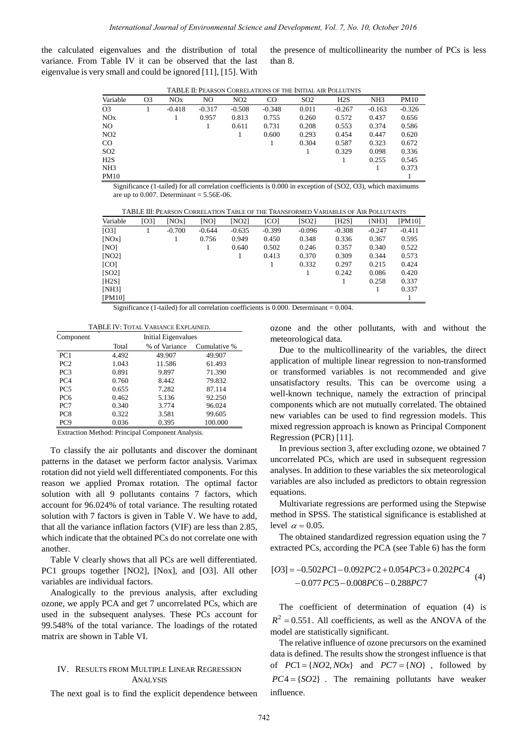the calculated eigenvalues and the distribution of total variance. From Table IV it can be observed that the last eigenvalue is very small and could be ignored [11], [15]. With the presence of multicollinearity the number of PCs is less than 8.

TABLE II: PEARSON CORRELATIONS OF THE INITIAL AIR POLLUTNTS

| Variable | O3 | NOx | NO | NO2 | CO | SO2 | H2S | NH3 | PM10 |
|---|---|---|---|---|---|---|---|---|---|
| O3 | 1 | -0.418 | -0.317 | -0.508 | -0.348 | 0.011 | -0.267 | -0.163 | -0.326 |
| NOx | | 1 | 0.957 | 0.813 | 0.755 | 0.260 | 0.572 | 0.437 | 0.656 |
| NO | | | 1 | 0.611 | 0.731 | 0.208 | 0.553 | 0.374 | 0.586 |
| NO2 | | | | 1 | 0.600 | 0.293 | 0.454 | 0.447 | 0.620 |
| CO | | | | | 1 | 0.304 | 0.587 | 0.323 | 0.672 |
| SO2 | | | | | | 1 | 0.329 | 0.098 | 0.336 |
| H2S | | | | | | | 1 | 0.255 | 0.545 |
| NH3 | | | | | | | | 1 | 0.373 |
| PM10 | | | | | | | | | 1 |

Significance (1-tailed) for all correlation coefficients is 0.000 in exception of (SO2, O3), which maximums are up to 0.007. Determinant = 5.56E-06.

TABLE III: PEARSON CORRELATION TABLE OF THE TRANSFORMED VARIABLES OF AIR POLLUTANTS

| Variable | [O3] | [NOx] | [NO] | [NO2] | [CO] | [SO2} | [H2S] | {NH3] | [PM10] |
|---|---|---|---|---|---|---|---|---|---|
| [O3] | 1 | -0.700 | -0.644 | -0.635 | -0.399 | -0.096 | -0.308 | -0.247 | -0.411 |
| [NOx] | | 1 | 0.756 | 0.949 | 0.450 | 0.348 | 0.336 | 0.367 | 0.595 |
| [NO] | | | 1 | 0.640 | 0.502 | 0.246 | 0.357 | 0.340 | 0.522 |
| [NO2] | | | | 1 | 0.413 | 0.370 | 0.309 | 0.344 | 0.573 |
| [CO] | | | | | 1 | 0.332 | 0.297 | 0.215 | 0.424 |
| [SO2] | | | | | | 1 | 0.242 | 0.086 | 0.420 |
| [H2S] | | | | | | | 1 | 0.258 | 0.337 |
| [NH3] | | | | | | | | 1 | 0.337 |
| [PM10] | | | | | | | | | 1 |

Significance (1-tailed) for all correlation coefficients is 0.000. Determinant = 0.004.

TABLE IV: TOTAL VARIANCE EXPLAINED.

| Component | Initial Eigenvalues | | |
|---|---|---|---|
| | Total | % of Variance | Cumulative % |
| PC1 | 4.492 | 49.907 | 49.907 |
| PC2 | 1.043 | 11.586 | 61.493 |
| PC3 | 0.891 | 9.897 | 71.390 |
| PC4 | 0.760 | 8.442 | 79.832 |
| PC5 | 0.655 | 7.282 | 87.114 |
| PC6 | 0.462 | 5.136 | 92.250 |
| PC7 | 0.340 | 3.774 | 96.024 |
| PC8 | 0.322 | 3.581 | 99.605 |
| PC9 | 0.036 | 0.395 | 100.000 |

Extraction Method: Principal Component Analysis.

To classify the air pollutants and discover the dominant patterns in the dataset we perform factor analysis. Varimax rotation did not yield well differentiated components. For this reason we applied Promax rotation. The optimal factor solution with all 9 pollutants contains 7 factors, which account for 96.024% of total variance. The resulting rotated solution with 7 factors is given in Table V. We have to add, that all the variance inflation factors (VIF) are less than 2.85, which indicate that the obtained PCs do not correlate one with another.

Table V clearly shows that all PCs are well differentiated. PC1 groups together [NO2], [Nox], and [O3]. All other variables are individual factors.

Analogically to the previous analysis, after excluding ozone, we apply PCA and get 7 uncorrelated PCs, which are used in the subsequent analyses. These PCs account for 99.548% of the total variance. The loadings of the rotated matrix are shown in Table VI.

## IV. RESULTS FROM MULTIPLE LINEAR REGRESSION ANALYSIS

The next goal is to find the explicit dependence between ozone and the other pollutants, with and without the meteorological data.

Due to the multicollinearity of the variables, the direct application of multiple linear regression to non-transformed or transformed variables is not recommended and give unsatisfactory results. This can be overcome using a well-known technique, namely the extraction of principal components which are not mutually correlated. The obtained new variables can be used to find regression models. This mixed regression approach is known as Principal Component Regression (PCR) [11].

In previous section 3, after excluding ozone, we obtained 7 uncorrelated PCs, which are used in subsequent regression analyses. In addition to these variables the six meteorological variables are also included as predictors to obtain regression equations.

Multivariate regressions are performed using the Stepwise method in SPSS. The statistical significance is established at level $\alpha = 0.05$.

The obtained standardized regression equation using the 7 extracted PCs, according the PCA (see Table 6) has the form

$$[O3] = -0.502PC1 - 0.092PC2 + 0.054PC3 + 0.202PC4 - 0.077PC5 - 0.008PC6 - 0.288PC7 \quad (4)$$

The coefficient of determination of equation (4) is $R^2 = 0.551$. All coefficients, as well as the ANOVA of the model are statistically significant.

The relative influence of ozone precursors on the examined data is defined. The results show the strongest influence is that of $PC1 = \{NO2, NOx\}$ and $PC7 = \{NO\}$, followed by $PC4 = \{SO2\}$. The remaining pollutants have weaker influence.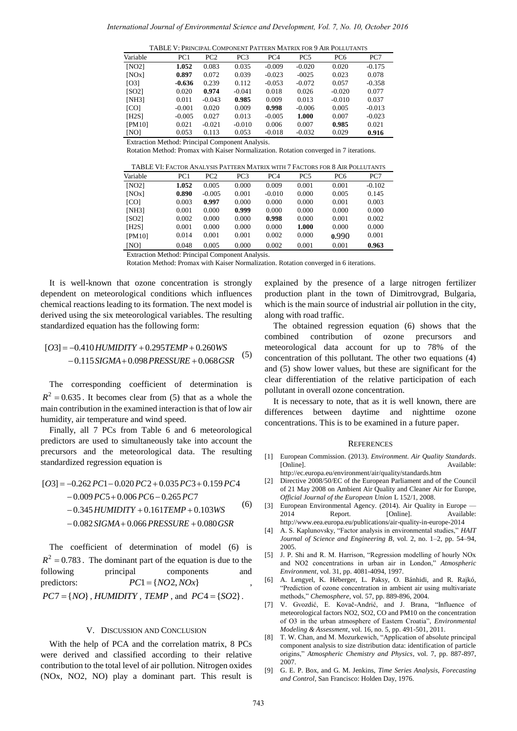TABLE V: PRINCIPAL COMPONENT PATTERN MATRIX FOR 9 AIR POLLUTANTS

| Variable | PC1 | PC2 | PC3 | PC4 | PC5 | PC6 | PC7 |
|---|---|---|---|---|---|---|---|
| [NO2] | **1.052** | 0.083 | 0.035 | -0.009 | -0.020 | 0.020 | -0.175 |
| [NOx] | **0.897** | 0.072 | 0.039 | -0.023 | -0025 | 0.023 | 0.078 |
| [O3] | **-0.636** | 0.239 | 0.112 | -0.053 | -0.072 | 0.057 | -0.358 |
| [SO2] | 0.020 | **0.974** | -0.041 | 0.018 | 0.026 | -0.020 | 0.077 |
| [NH3] | 0.011 | -0.043 | **0.985** | 0.009 | 0.013 | -0.010 | 0.037 |
| [CO] | -0.001 | 0.020 | 0.009 | **0.998** | -0.006 | 0.005 | -0.013 |
| [H2S] | -0.005 | 0.027 | 0.013 | -0.005 | **1.000** | 0.007 | -0.023 |
| [PM10] | 0.021 | -0.021 | -0.010 | 0.006 | 0.007 | **0.985** | 0.021 |
| [NO] | 0.053 | 0.113 | 0.053 | -0.018 | -0.032 | 0.029 | **0.916** |

Extraction Method: Principal Component Analysis.
Rotation Method: Promax with Kaiser Normalization. Rotation converged in 7 iterations.

TABLE VI: FACTOR ANALYSIS PATTERN MATRIX WITH 7 FACTORS FOR 8 AIR POLLUTANTS

| Variable | PC1 | PC2 | PC3 | PC4 | PC5 | PC6 | PC7 |
|---|---|---|---|---|---|---|---|
| [NO2] | **1.052** | 0.005 | 0.000 | 0.009 | 0.001 | 0.001 | -0.102 |
| [NOx] | **0.890** | -0.005 | 0.001 | -0.010 | 0.000 | 0.005 | 0.145 |
| [CO] | 0.003 | **0.997** | 0.000 | 0.000 | 0.000 | 0.001 | 0.003 |
| [NH3] | 0.001 | 0.000 | **0.999** | 0.000 | 0.000 | 0.000 | 0.000 |
| [SO2] | 0.002 | 0.000 | 0.000 | **0.998** | 0.000 | 0.001 | 0.002 |
| [H2S] | 0.001 | 0.000 | 0.000 | 0.000 | **1.000** | 0.000 | 0.000 |
| [PM10] | 0.014 | 0.001 | 0.001 | 0.002 | 0.000 | **0.990** | 0.001 |
| [NO] | 0.048 | 0.005 | 0.000 | 0.002 | 0.001 | 0.001 | **0.963** |

Extraction Method: Principal Component Analysis.
Rotation Method: Promax with Kaiser Normalization. Rotation converged in 6 iterations.

It is well-known that ozone concentration is strongly dependent on meteorological conditions which influences chemical reactions leading to its formation. The next model is derived using the six meteorological variables. The resulting standardized equation has the following form:

$$[O3] = -0.410\,HUMIDITY + 0.295\,TEMP + 0.260\,WS - 0.115\,SIGMA + 0.098\,PRESSURE + 0.068\,GSR \quad (5)$$

The corresponding coefficient of determination is $R^2 = 0.635$. It becomes clear from (5) that as a whole the main contribution in the examined interaction is that of low air humidity, air temperature and wind speed.

Finally, all 7 PCs from Table 6 and 6 meteorological predictors are used to simultaneously take into account the precursors and the meteorological data. The resulting standardized regression equation is

$$\begin{aligned}[O3] = &-0.262\,PC1 - 0.020\,PC2 + 0.035\,PC3 + 0.159\,PC4 \\ &- 0.009\,PC5 + 0.006\,PC6 - 0.265\,PC7 \\ &- 0.345\,HUMIDITY + 0.161\,TEMP + 0.103\,WS \\ &- 0.082\,SIGMA + 0.066\,PRESSURE + 0.080\,GSR\end{aligned} \quad (6)$$

The coefficient of determination of model (6) is $R^2 = 0.783$. The dominant part of the equation is due to the following principal components and predictors: $PC1 = \{NO2, NOx\}$, $PC7 = \{NO\}$, $HUMIDITY$, $TEMP$, and $PC4 = \{SO2\}$.

## V. DISCUSSION AND CONCLUSION

With the help of PCA and the correlation matrix, 8 PCs were derived and classified according to their relative contribution to the total level of air pollution. Nitrogen oxides (NOx, NO2, NO) play a dominant part. This result is explained by the presence of a large nitrogen fertilizer production plant in the town of Dimitrovgrad, Bulgaria, which is the main source of industrial air pollution in the city, along with road traffic.

The obtained regression equation (6) shows that the combined contribution of ozone precursors and meteorological data account for up to 78% of the concentration of this pollutant. The other two equations (4) and (5) show lower values, but these are significant for the clear differentiation of the relative participation of each pollutant in overall ozone concentration.

It is necessary to note, that as it is well known, there are differences between daytime and nighttime ozone concentrations. This is to be examined in a future paper.

## REFERENCES

[1] European Commission. (2013). *Environment. Air Quality Standards*. [Online]. Available: http://ec.europa.eu/environment/air/quality/standards.htm

[2] Directive 2008/50/EC of the European Parliament and of the Council of 21 May 2008 on Ambient Air Quality and Cleaner Air for Europe, *Official Journal of the European Union* L 152/1, 2008.

[3] European Environmental Agency. (2014). Air Quality in Europe — 2014 Report. [Online]. Available: http://www.eea.europa.eu/publications/air-quality-in-europe-2014

[4] A. S. Kaplunovsky, "Factor analysis in environmental studies," *HAIT Journal of Science and Engineering B*, vol. 2, no. 1–2, pp. 54–94, 2005.

[5] J. P. Shi and R. M. Harrison, "Regression modelling of hourly NOx and NO2 concentrations in urban air in London," *Atmospheric Environment*, vol. 31, pp. 4081-4094, 1997.

[6] A. Lengyel, K. Héberger, L. Paksy, O. Bánhidi, and R. Rajkó, "Prediction of ozone concentration in ambient air using multivariate methods," *Chemosphere*, vol. 57, pp. 889-896, 2004.

[7] V. Gvozdić, E. Kovač-Andrić, and J. Brana, "Influence of meteorological factors NO2, SO2, CO and PM10 on the concentration of O3 in the urban atmosphere of Eastern Croatia", *Environmental Modeling & Assessment*, vol. 16, no. 5, pp. 491-501, 2011.

[8] T. W. Chan, and M. Mozurkewich, "Application of absolute principal component analysis to size distribution data: identification of particle origins," *Atmospheric Chemistry and Physics*, vol. 7, pp. 887-897, 2007.

[9] G. E. P. Box, and G. M. Jenkins, *Time Series Analysis, Forecasting and Control*, San Francisco: Holden Day, 1976.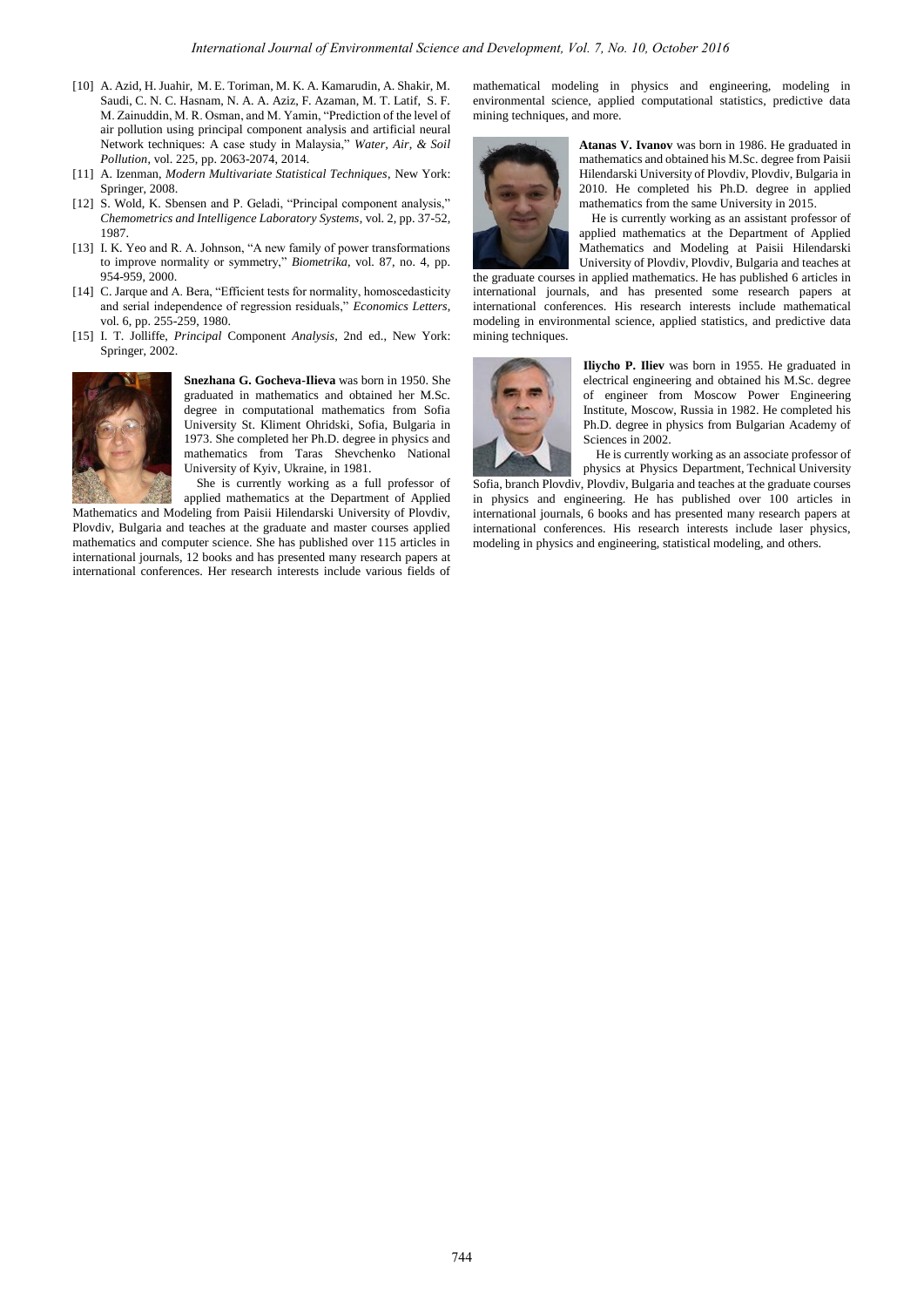[10] A. Azid, H. Juahir, M. E. Toriman, M. K. A. Kamarudin, A. Shakir, M. Saudi, C. N. C. Hasnam, N. A. A. Aziz, F. Azaman, M. T. Latif, S. F. M. Zainuddin, M. R. Osman, and M. Yamin, "Prediction of the level of air pollution using principal component analysis and artificial neural Network techniques: A case study in Malaysia," *Water, Air, & Soil Pollution*, vol. 225, pp. 2063-2074, 2014.

[11] A. Izenman, *Modern Multivariate Statistical Techniques*, New York: Springer, 2008.

[12] S. Wold, K. Sbensen and P. Geladi, "Principal component analysis," *Chemometrics and Intelligence Laboratory Systems*, vol. 2, pp. 37-52, 1987.

[13] I. K. Yeo and R. A. Johnson, "A new family of power transformations to improve normality or symmetry," *Biometrika*, vol. 87, no. 4, pp. 954-959, 2000.

[14] C. Jarque and A. Bera, "Efficient tests for normality, homoscedasticity and serial independence of regression residuals," *Economics Letters*, vol. 6, pp. 255-259, 1980.

[15] I. T. Jolliffe, *Principal* Component *Analysis*, 2nd ed., New York: Springer, 2002.

**Snezhana G. Gocheva-Ilieva** was born in 1950. She graduated in mathematics and obtained her M.Sc. degree in computational mathematics from Sofia University St. Kliment Ohridski, Sofia, Bulgaria in 1973. She completed her Ph.D. degree in physics and mathematics from Taras Shevchenko National University of Kyiv, Ukraine, in 1981.

She is currently working as a full professor of applied mathematics at the Department of Applied Mathematics and Modeling from Paisii Hilendarski University of Plovdiv, Plovdiv, Bulgaria and teaches at the graduate and master courses applied mathematics and computer science. She has published over 115 articles in international journals, 12 books and has presented many research papers at international conferences. Her research interests include various fields of mathematical modeling in physics and engineering, modeling in environmental science, applied computational statistics, predictive data mining techniques, and more.

**Atanas V. Ivanov** was born in 1986. He graduated in mathematics and obtained his M.Sc. degree from Paisii Hilendarski University of Plovdiv, Plovdiv, Bulgaria in 2010. He completed his Ph.D. degree in applied mathematics from the same University in 2015.

He is currently working as an assistant professor of applied mathematics at the Department of Applied Mathematics and Modeling at Paisii Hilendarski University of Plovdiv, Plovdiv, Bulgaria and teaches at the graduate courses in applied mathematics. He has published 6 articles in international journals, and has presented some research papers at international conferences. His research interests include mathematical modeling in environmental science, applied statistics, and predictive data mining techniques.

**Iliycho P. Iliev** was born in 1955. He graduated in electrical engineering and obtained his M.Sc. degree of engineer from Moscow Power Engineering Institute, Moscow, Russia in 1982. He completed his Ph.D. degree in physics from Bulgarian Academy of Sciences in 2002.

He is currently working as an associate professor of physics at Physics Department, Technical University Sofia, branch Plovdiv, Plovdiv, Bulgaria and teaches at the graduate courses in physics and engineering. He has published over 100 articles in international journals, 6 books and has presented many research papers at international conferences. His research interests include laser physics, modeling in physics and engineering, statistical modeling, and others.